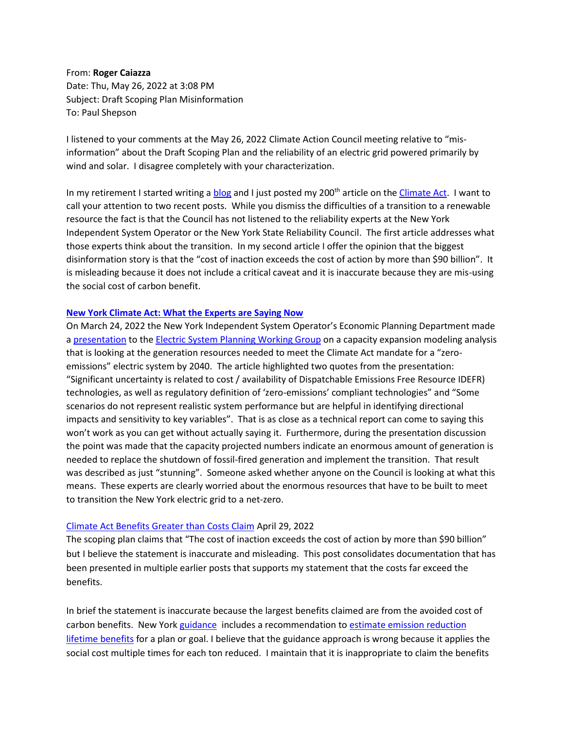From: **Roger Caiazza**
Date: Thu, May 26, 2022 at 3:08 PM
Subject: Draft Scoping Plan Misinformation
To: Paul Shepson

I listened to your comments at the May 26, 2022 Climate Action Council meeting relative to "mis-information" about the Draft Scoping Plan and the reliability of an electric grid powered primarily by wind and solar. I disagree completely with your characterization.

In my retirement I started writing a blog and I just posted my 200th article on the Climate Act. I want to call your attention to two recent posts. While you dismiss the difficulties of a transition to a renewable resource the fact is that the Council has not listened to the reliability experts at the New York Independent System Operator or the New York State Reliability Council. The first article addresses what those experts think about the transition. In my second article I offer the opinion that the biggest disinformation story is that the "cost of inaction exceeds the cost of action by more than $90 billion". It is misleading because it does not include a critical caveat and it is inaccurate because they are mis-using the social cost of carbon benefit.

**New York Climate Act: What the Experts are Saying Now**
On March 24, 2022 the New York Independent System Operator's Economic Planning Department made a presentation to the Electric System Planning Working Group on a capacity expansion modeling analysis that is looking at the generation resources needed to meet the Climate Act mandate for a "zero-emissions" electric system by 2040. The article highlighted two quotes from the presentation: "Significant uncertainty is related to cost / availability of Dispatchable Emissions Free Resource IDEFR) technologies, as well as regulatory definition of 'zero-emissions' compliant technologies" and "Some scenarios do not represent realistic system performance but are helpful in identifying directional impacts and sensitivity to key variables". That is as close as a technical report can come to saying this won't work as you can get without actually saying it. Furthermore, during the presentation discussion the point was made that the capacity projected numbers indicate an enormous amount of generation is needed to replace the shutdown of fossil-fired generation and implement the transition. That result was described as just "stunning". Someone asked whether anyone on the Council is looking at what this means. These experts are clearly worried about the enormous resources that have to be built to meet to transition the New York electric grid to a net-zero.

Climate Act Benefits Greater than Costs Claim April 29, 2022
The scoping plan claims that "The cost of inaction exceeds the cost of action by more than $90 billion" but I believe the statement is inaccurate and misleading. This post consolidates documentation that has been presented in multiple earlier posts that supports my statement that the costs far exceed the benefits.

In brief the statement is inaccurate because the largest benefits claimed are from the avoided cost of carbon benefits. New York guidance includes a recommendation to estimate emission reduction lifetime benefits for a plan or goal. I believe that the guidance approach is wrong because it applies the social cost multiple times for each ton reduced. I maintain that it is inappropriate to claim the benefits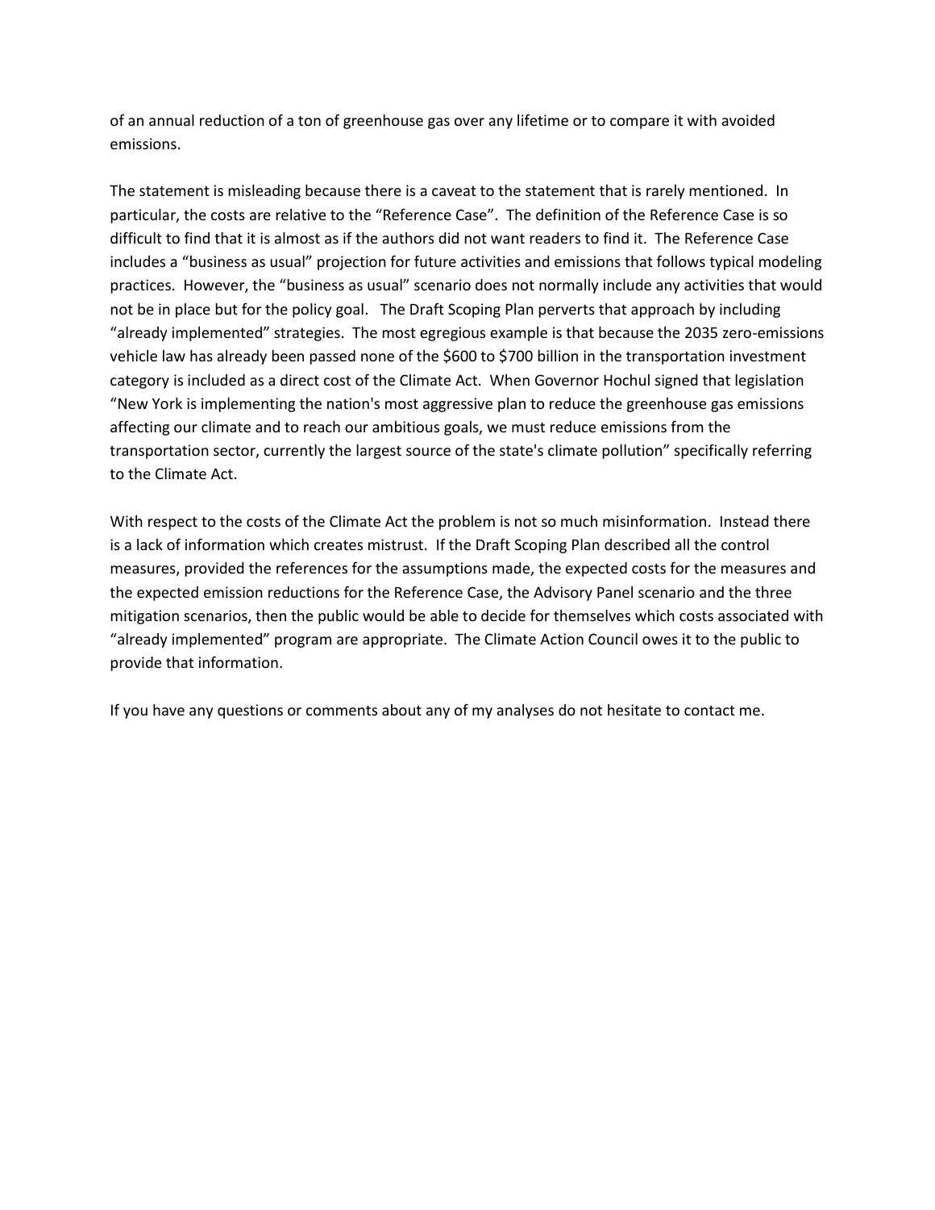of an annual reduction of a ton of greenhouse gas over any lifetime or to compare it with avoided emissions.

The statement is misleading because there is a caveat to the statement that is rarely mentioned. In particular, the costs are relative to the "Reference Case". The definition of the Reference Case is so difficult to find that it is almost as if the authors did not want readers to find it. The Reference Case includes a "business as usual" projection for future activities and emissions that follows typical modeling practices. However, the "business as usual" scenario does not normally include any activities that would not be in place but for the policy goal. The Draft Scoping Plan perverts that approach by including "already implemented" strategies. The most egregious example is that because the 2035 zero-emissions vehicle law has already been passed none of the $600 to $700 billion in the transportation investment category is included as a direct cost of the Climate Act. When Governor Hochul signed that legislation "New York is implementing the nation's most aggressive plan to reduce the greenhouse gas emissions affecting our climate and to reach our ambitious goals, we must reduce emissions from the transportation sector, currently the largest source of the state's climate pollution" specifically referring to the Climate Act.

With respect to the costs of the Climate Act the problem is not so much misinformation. Instead there is a lack of information which creates mistrust. If the Draft Scoping Plan described all the control measures, provided the references for the assumptions made, the expected costs for the measures and the expected emission reductions for the Reference Case, the Advisory Panel scenario and the three mitigation scenarios, then the public would be able to decide for themselves which costs associated with "already implemented" program are appropriate. The Climate Action Council owes it to the public to provide that information.

If you have any questions or comments about any of my analyses do not hesitate to contact me.